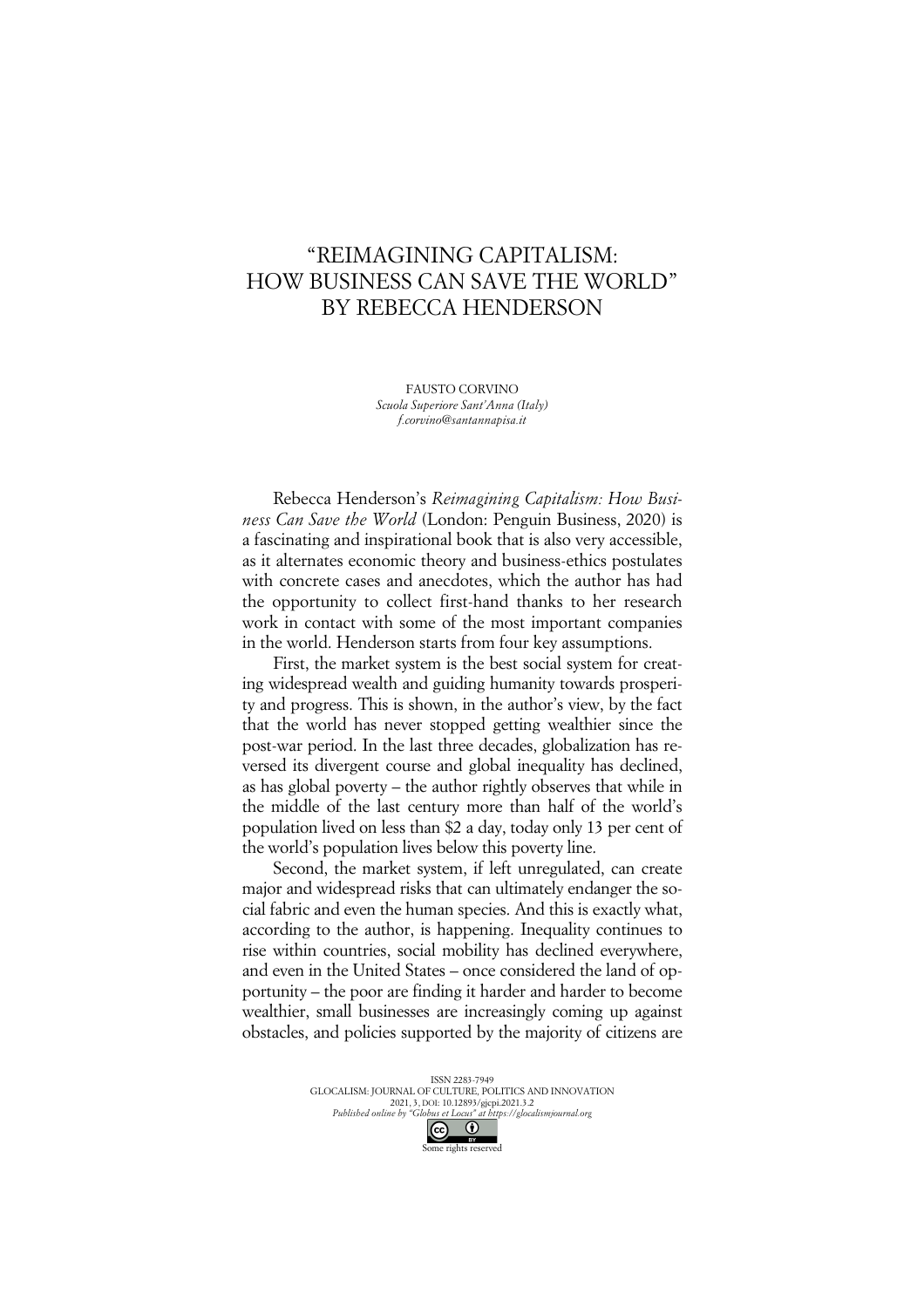# "REIMAGINING CAPITALISM: HOW BUSINESS CAN SAVE THE WORLD" BY REBECCA HENDERSON

FAUSTO CORVINO
*Scuola Superiore Sant'Anna (Italy)*
*f.corvino@santannapisa.it*

Rebecca Henderson's *Reimagining Capitalism: How Business Can Save the World* (London: Penguin Business, 2020) is a fascinating and inspirational book that is also very accessible, as it alternates economic theory and business-ethics postulates with concrete cases and anecdotes, which the author has had the opportunity to collect first-hand thanks to her research work in contact with some of the most important companies in the world. Henderson starts from four key assumptions.

First, the market system is the best social system for creating widespread wealth and guiding humanity towards prosperity and progress. This is shown, in the author's view, by the fact that the world has never stopped getting wealthier since the post-war period. In the last three decades, globalization has reversed its divergent course and global inequality has declined, as has global poverty – the author rightly observes that while in the middle of the last century more than half of the world's population lived on less than $2 a day, today only 13 per cent of the world's population lives below this poverty line.

Second, the market system, if left unregulated, can create major and widespread risks that can ultimately endanger the social fabric and even the human species. And this is exactly what, according to the author, is happening. Inequality continues to rise within countries, social mobility has declined everywhere, and even in the United States – once considered the land of opportunity – the poor are finding it harder and harder to become wealthier, small businesses are increasingly coming up against obstacles, and policies supported by the majority of citizens are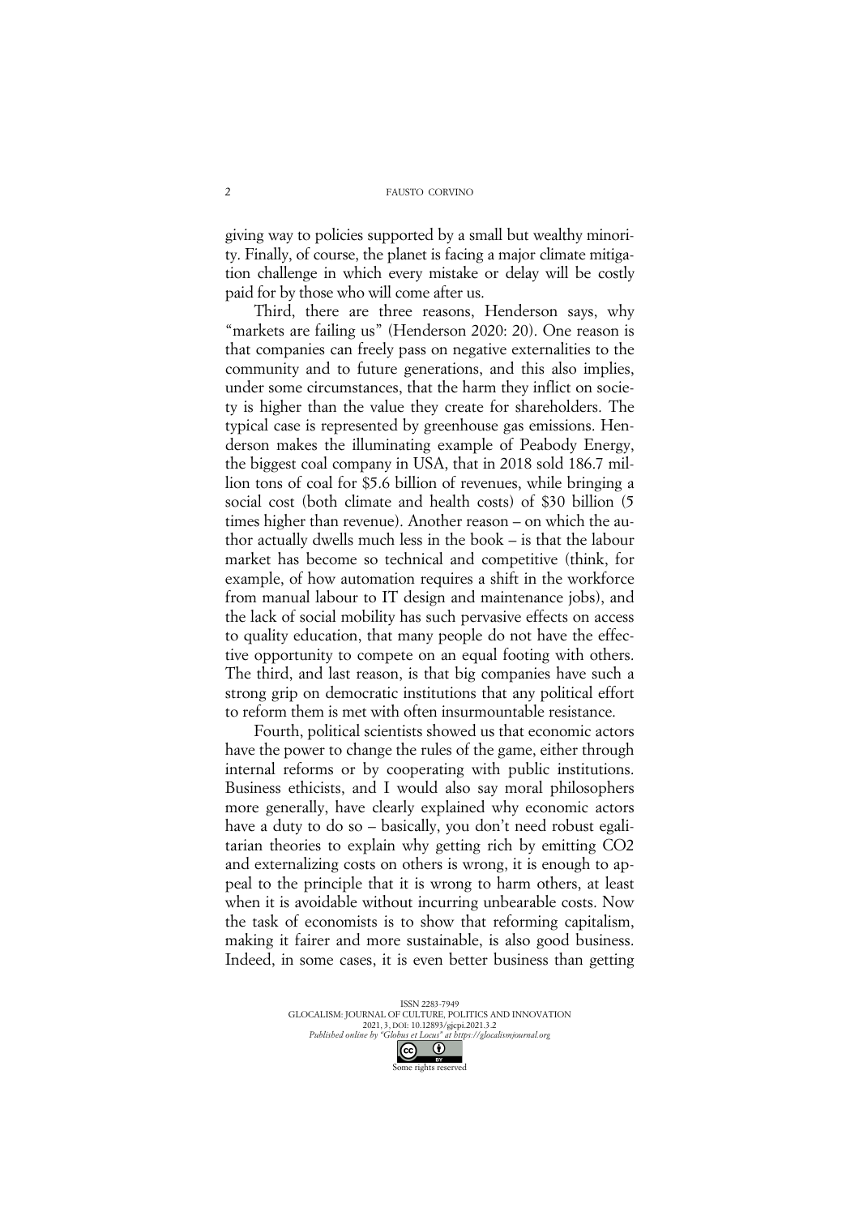giving way to policies supported by a small but wealthy minority. Finally, of course, the planet is facing a major climate mitigation challenge in which every mistake or delay will be costly paid for by those who will come after us.

Third, there are three reasons, Henderson says, why "markets are failing us" (Henderson 2020: 20). One reason is that companies can freely pass on negative externalities to the community and to future generations, and this also implies, under some circumstances, that the harm they inflict on society is higher than the value they create for shareholders. The typical case is represented by greenhouse gas emissions. Henderson makes the illuminating example of Peabody Energy, the biggest coal company in USA, that in 2018 sold 186.7 million tons of coal for $5.6 billion of revenues, while bringing a social cost (both climate and health costs) of $30 billion (5 times higher than revenue). Another reason – on which the author actually dwells much less in the book – is that the labour market has become so technical and competitive (think, for example, of how automation requires a shift in the workforce from manual labour to IT design and maintenance jobs), and the lack of social mobility has such pervasive effects on access to quality education, that many people do not have the effective opportunity to compete on an equal footing with others. The third, and last reason, is that big companies have such a strong grip on democratic institutions that any political effort to reform them is met with often insurmountable resistance.

Fourth, political scientists showed us that economic actors have the power to change the rules of the game, either through internal reforms or by cooperating with public institutions. Business ethicists, and I would also say moral philosophers more generally, have clearly explained why economic actors have a duty to do so – basically, you don't need robust egalitarian theories to explain why getting rich by emitting $CO_2$ and externalizing costs on others is wrong, it is enough to appeal to the principle that it is wrong to harm others, at least when it is avoidable without incurring unbearable costs. Now the task of economists is to show that reforming capitalism, making it fairer and more sustainable, is also good business. Indeed, in some cases, it is even better business than getting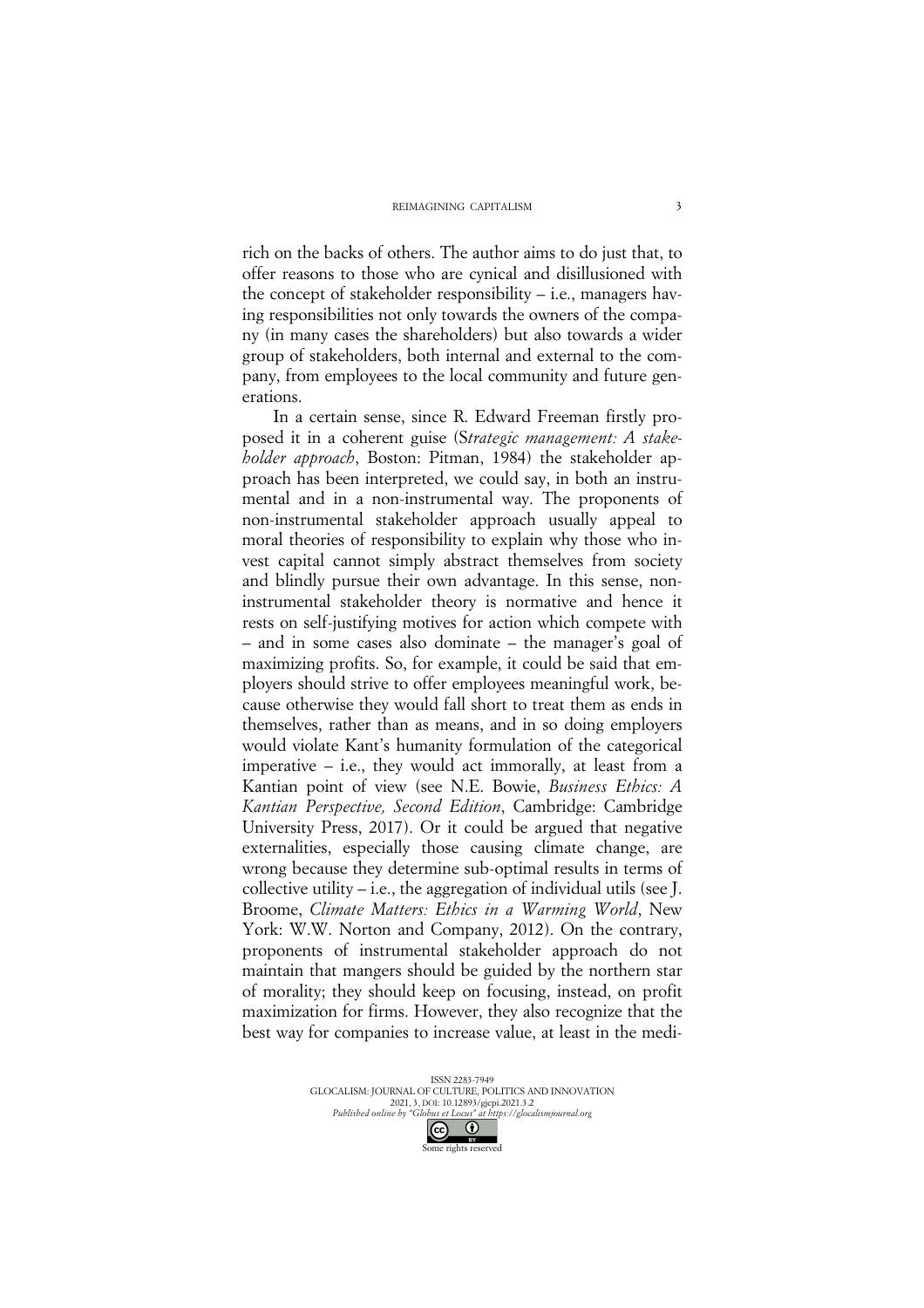rich on the backs of others. The author aims to do just that, to offer reasons to those who are cynical and disillusioned with the concept of stakeholder responsibility – i.e., managers having responsibilities not only towards the owners of the company (in many cases the shareholders) but also towards a wider group of stakeholders, both internal and external to the company, from employees to the local community and future generations.

In a certain sense, since R. Edward Freeman firstly proposed it in a coherent guise (S*trategic management: A stakeholder approach*, Boston: Pitman, 1984) the stakeholder approach has been interpreted, we could say, in both an instrumental and in a non-instrumental way. The proponents of non-instrumental stakeholder approach usually appeal to moral theories of responsibility to explain why those who invest capital cannot simply abstract themselves from society and blindly pursue their own advantage. In this sense, non-instrumental stakeholder theory is normative and hence it rests on self-justifying motives for action which compete with – and in some cases also dominate – the manager's goal of maximizing profits. So, for example, it could be said that employers should strive to offer employees meaningful work, because otherwise they would fall short to treat them as ends in themselves, rather than as means, and in so doing employers would violate Kant's humanity formulation of the categorical imperative – i.e., they would act immorally, at least from a Kantian point of view (see N.E. Bowie, *Business Ethics: A Kantian Perspective, Second Edition*, Cambridge: Cambridge University Press, 2017). Or it could be argued that negative externalities, especially those causing climate change, are wrong because they determine sub-optimal results in terms of collective utility – i.e., the aggregation of individual utils (see J. Broome, *Climate Matters: Ethics in a Warming World*, New York: W.W. Norton and Company, 2012). On the contrary, proponents of instrumental stakeholder approach do not maintain that mangers should be guided by the northern star of morality; they should keep on focusing, instead, on profit maximization for firms. However, they also recognize that the best way for companies to increase value, at least in the medi-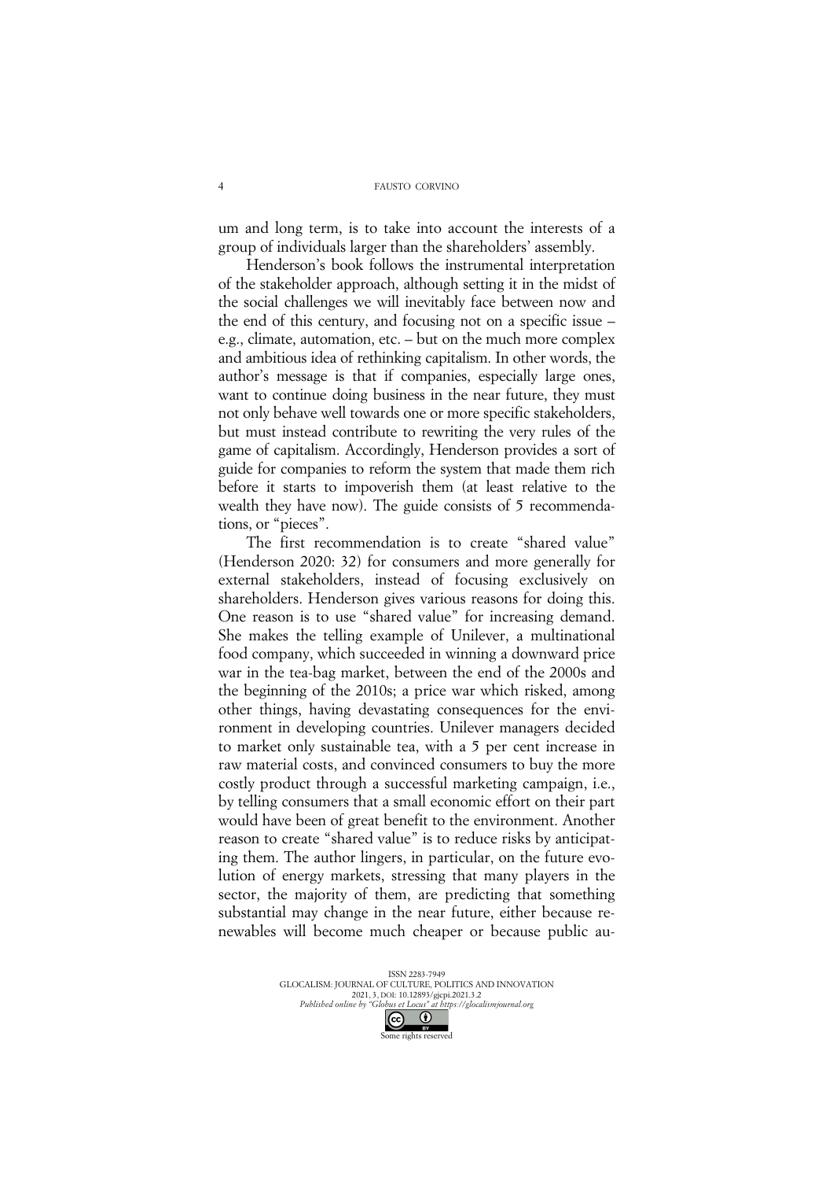um and long term, is to take into account the interests of a group of individuals larger than the shareholders' assembly.

Henderson's book follows the instrumental interpretation of the stakeholder approach, although setting it in the midst of the social challenges we will inevitably face between now and the end of this century, and focusing not on a specific issue – e.g., climate, automation, etc. – but on the much more complex and ambitious idea of rethinking capitalism. In other words, the author's message is that if companies, especially large ones, want to continue doing business in the near future, they must not only behave well towards one or more specific stakeholders, but must instead contribute to rewriting the very rules of the game of capitalism. Accordingly, Henderson provides a sort of guide for companies to reform the system that made them rich before it starts to impoverish them (at least relative to the wealth they have now). The guide consists of 5 recommendations, or "pieces".

The first recommendation is to create "shared value" (Henderson 2020: 32) for consumers and more generally for external stakeholders, instead of focusing exclusively on shareholders. Henderson gives various reasons for doing this. One reason is to use "shared value" for increasing demand. She makes the telling example of Unilever, a multinational food company, which succeeded in winning a downward price war in the tea-bag market, between the end of the 2000s and the beginning of the 2010s; a price war which risked, among other things, having devastating consequences for the environment in developing countries. Unilever managers decided to market only sustainable tea, with a 5 per cent increase in raw material costs, and convinced consumers to buy the more costly product through a successful marketing campaign, i.e., by telling consumers that a small economic effort on their part would have been of great benefit to the environment. Another reason to create "shared value" is to reduce risks by anticipating them. The author lingers, in particular, on the future evolution of energy markets, stressing that many players in the sector, the majority of them, are predicting that something substantial may change in the near future, either because renewables will become much cheaper or because public au-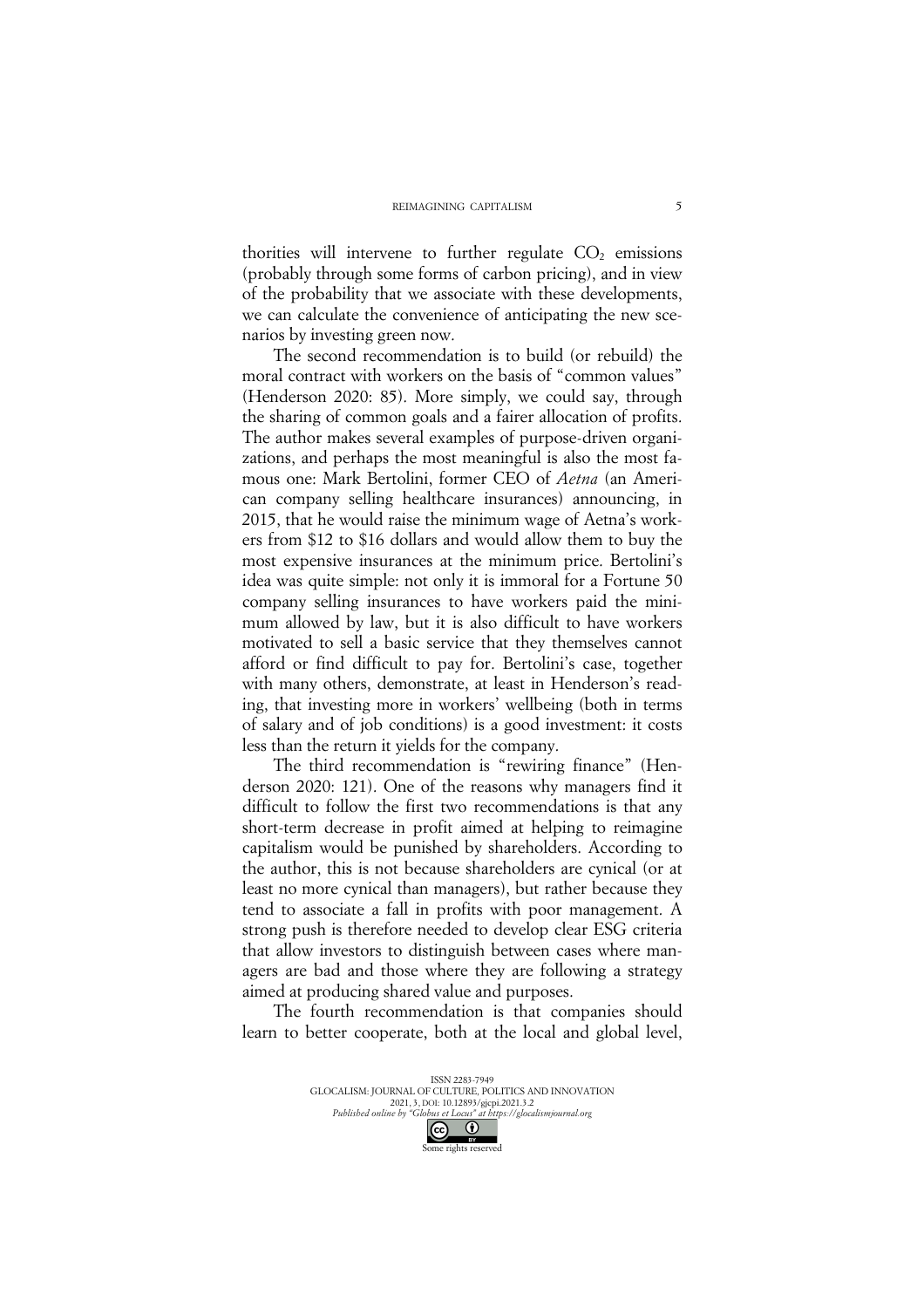thorities will intervene to further regulate $CO_2$ emissions (probably through some forms of carbon pricing), and in view of the probability that we associate with these developments, we can calculate the convenience of anticipating the new scenarios by investing green now.

The second recommendation is to build (or rebuild) the moral contract with workers on the basis of "common values" (Henderson 2020: 85). More simply, we could say, through the sharing of common goals and a fairer allocation of profits. The author makes several examples of purpose-driven organizations, and perhaps the most meaningful is also the most famous one: Mark Bertolini, former CEO of *Aetna* (an American company selling healthcare insurances) announcing, in 2015, that he would raise the minimum wage of Aetna's workers from \$12 to \$16 dollars and would allow them to buy the most expensive insurances at the minimum price. Bertolini's idea was quite simple: not only it is immoral for a Fortune 50 company selling insurances to have workers paid the minimum allowed by law, but it is also difficult to have workers motivated to sell a basic service that they themselves cannot afford or find difficult to pay for. Bertolini's case, together with many others, demonstrate, at least in Henderson's reading, that investing more in workers' wellbeing (both in terms of salary and of job conditions) is a good investment: it costs less than the return it yields for the company.

The third recommendation is "rewiring finance" (Henderson 2020: 121). One of the reasons why managers find it difficult to follow the first two recommendations is that any short-term decrease in profit aimed at helping to reimagine capitalism would be punished by shareholders. According to the author, this is not because shareholders are cynical (or at least no more cynical than managers), but rather because they tend to associate a fall in profits with poor management. A strong push is therefore needed to develop clear ESG criteria that allow investors to distinguish between cases where managers are bad and those where they are following a strategy aimed at producing shared value and purposes.

The fourth recommendation is that companies should learn to better cooperate, both at the local and global level,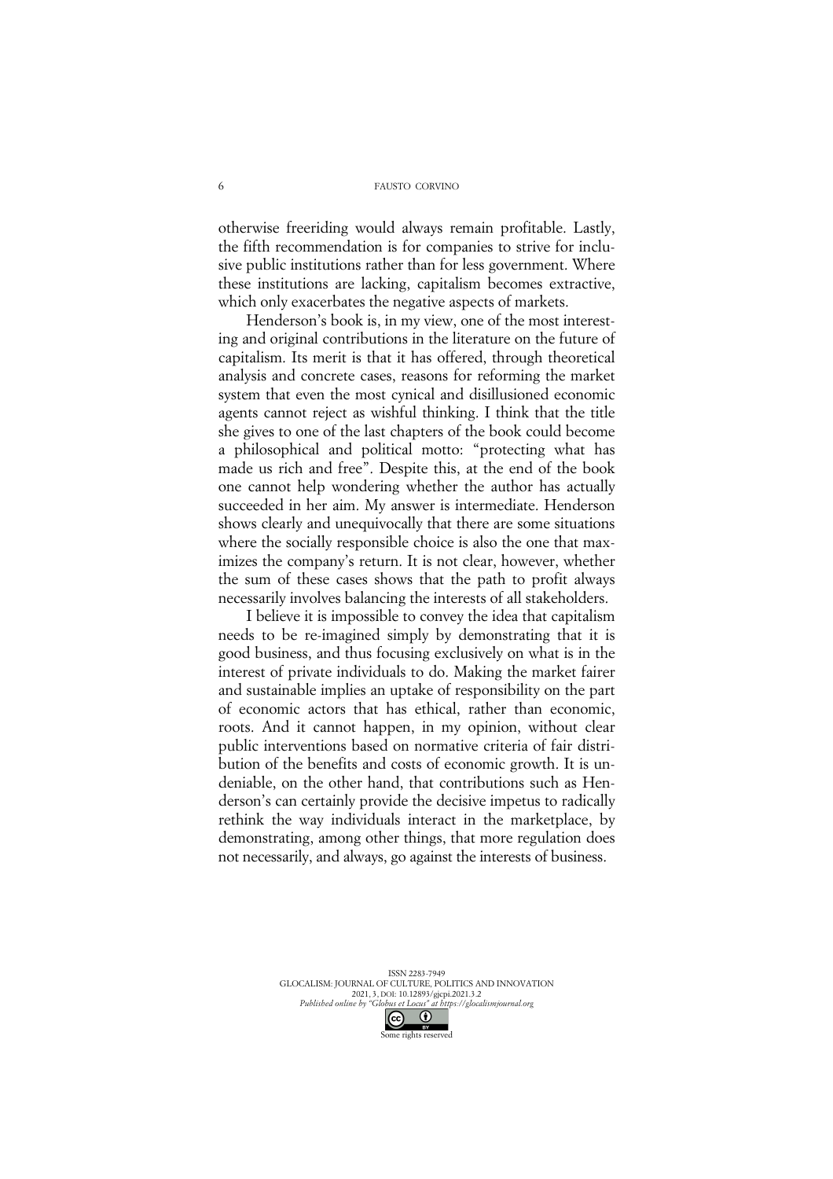otherwise freeriding would always remain profitable. Lastly, the fifth recommendation is for companies to strive for inclusive public institutions rather than for less government. Where these institutions are lacking, capitalism becomes extractive, which only exacerbates the negative aspects of markets.

Henderson's book is, in my view, one of the most interesting and original contributions in the literature on the future of capitalism. Its merit is that it has offered, through theoretical analysis and concrete cases, reasons for reforming the market system that even the most cynical and disillusioned economic agents cannot reject as wishful thinking. I think that the title she gives to one of the last chapters of the book could become a philosophical and political motto: "protecting what has made us rich and free". Despite this, at the end of the book one cannot help wondering whether the author has actually succeeded in her aim. My answer is intermediate. Henderson shows clearly and unequivocally that there are some situations where the socially responsible choice is also the one that maximizes the company's return. It is not clear, however, whether the sum of these cases shows that the path to profit always necessarily involves balancing the interests of all stakeholders.

I believe it is impossible to convey the idea that capitalism needs to be re-imagined simply by demonstrating that it is good business, and thus focusing exclusively on what is in the interest of private individuals to do. Making the market fairer and sustainable implies an uptake of responsibility on the part of economic actors that has ethical, rather than economic, roots. And it cannot happen, in my opinion, without clear public interventions based on normative criteria of fair distribution of the benefits and costs of economic growth. It is undeniable, on the other hand, that contributions such as Henderson's can certainly provide the decisive impetus to radically rethink the way individuals interact in the marketplace, by demonstrating, among other things, that more regulation does not necessarily, and always, go against the interests of business.